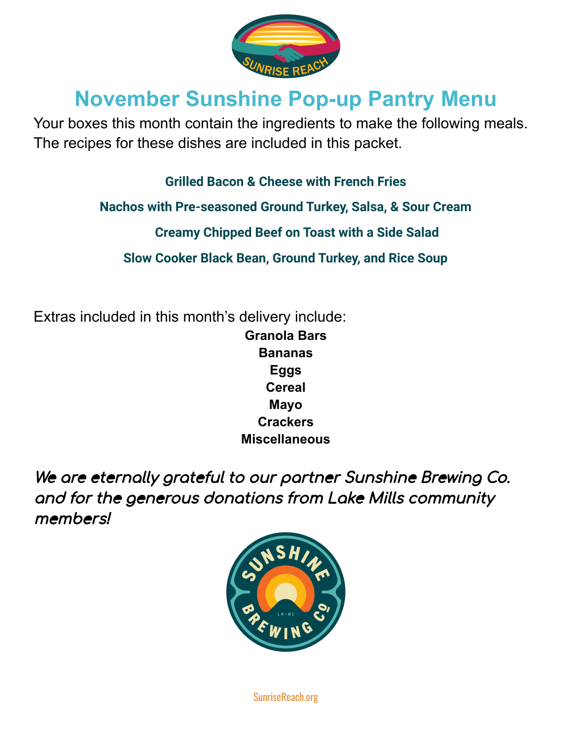# November Sunshine Pop-up Pantry Menu

Your boxes this month contain the ingredients to make the following meals. The recipes for these dishes are included in this packet.

**Grilled Bacon & Cheese with French Fries**

**Nachos with Pre-seasoned Ground Turkey, Salsa, & Sour Cream**

**Creamy Chipped Beef on Toast with a Side Salad**

**Slow Cooker Black Bean, Ground Turkey, and Rice Soup**

Extras included in this month's delivery include:

**Granola Bars**
**Bananas**
**Eggs**
**Cereal**
**Mayo**
**Crackers**
**Miscellaneous**

***We are eternally grateful to our partner Sunshine Brewing Co. and for the generous donations from Lake Mills community members!***

SunriseReach.org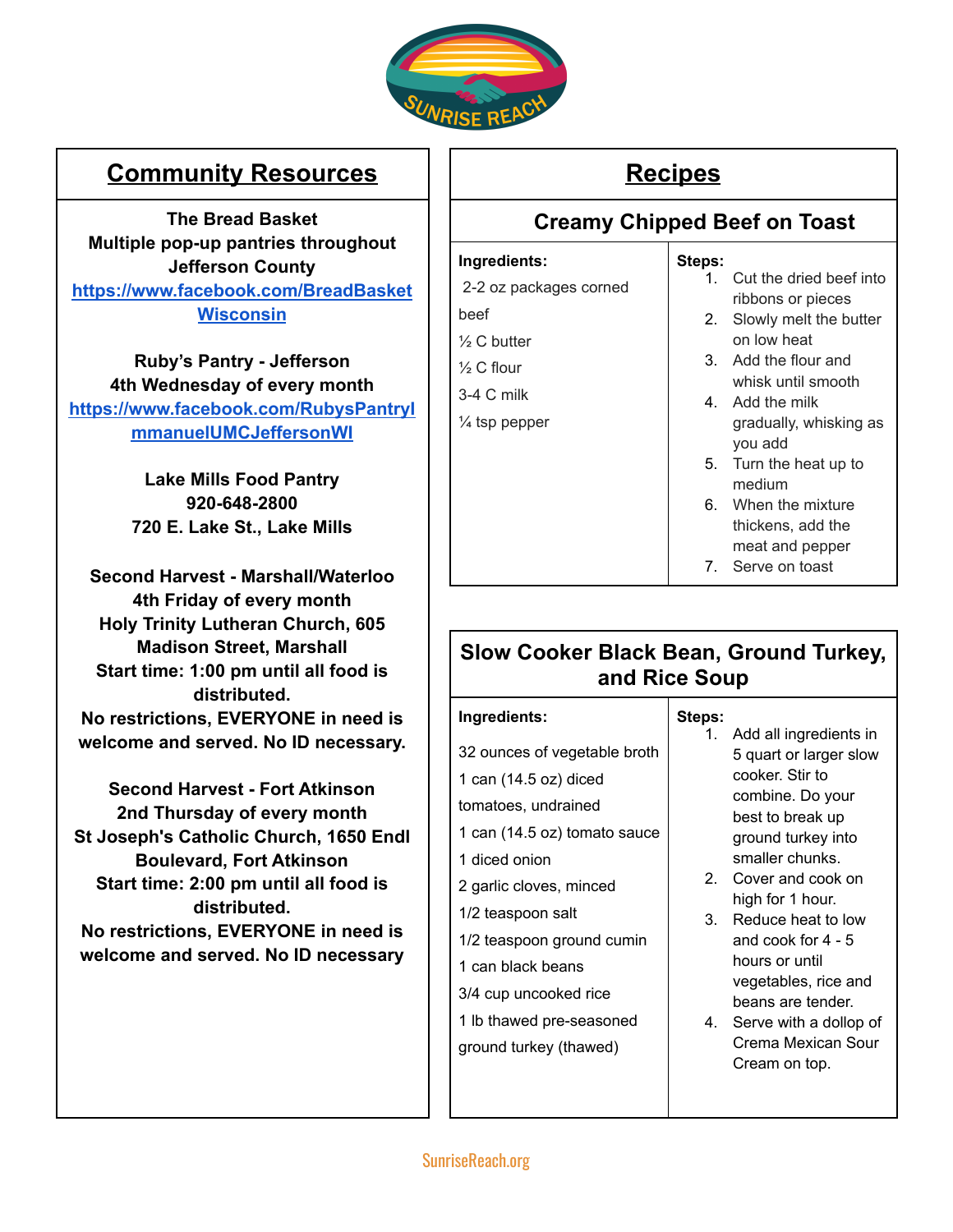## Community Resources

**The Bread Basket**
**Multiple pop-up pantries throughout Jefferson County**
[https://www.facebook.com/BreadBasketWisconsin](https://www.facebook.com/BreadBasketWisconsin)

**Ruby's Pantry - Jefferson**
**4th Wednesday of every month**
[https://www.facebook.com/RubysPantryImmanuelUMCJeffersonWI](https://www.facebook.com/RubysPantryImmanuelUMCJeffersonWI)

**Lake Mills Food Pantry**
**920-648-2800**
**720 E. Lake St., Lake Mills**

**Second Harvest - Marshall/Waterloo**
**4th Friday of every month**
**Holy Trinity Lutheran Church, 605 Madison Street, Marshall**
**Start time: 1:00 pm until all food is distributed.**
**No restrictions, EVERYONE in need is welcome and served. No ID necessary.**

**Second Harvest - Fort Atkinson**
**2nd Thursday of every month**
**St Joseph's Catholic Church, 1650 Endl Boulevard, Fort Atkinson**
**Start time: 2:00 pm until all food is distributed.**
**No restrictions, EVERYONE in need is welcome and served. No ID necessary**

## Recipes

### Creamy Chipped Beef on Toast

**Ingredients:**

2-2 oz packages corned beef
½ C butter
½ C flour
3-4 C milk
¼ tsp pepper

**Steps:**

1. Cut the dried beef into ribbons or pieces
2. Slowly melt the butter on low heat
3. Add the flour and whisk until smooth
4. Add the milk gradually, whisking as you add
5. Turn the heat up to medium
6. When the mixture thickens, add the meat and pepper
7. Serve on toast

### Slow Cooker Black Bean, Ground Turkey, and Rice Soup

**Ingredients:**

32 ounces of vegetable broth
1 can (14.5 oz) diced tomatoes, undrained
1 can (14.5 oz) tomato sauce
1 diced onion
2 garlic cloves, minced
1/2 teaspoon salt
1/2 teaspoon ground cumin
1 can black beans
3/4 cup uncooked rice
1 lb thawed pre-seasoned ground turkey (thawed)

**Steps:**

1. Add all ingredients in 5 quart or larger slow cooker. Stir to combine. Do your best to break up ground turkey into smaller chunks.
2. Cover and cook on high for 1 hour.
3. Reduce heat to low and cook for 4 - 5 hours or until vegetables, rice and beans are tender.
4. Serve with a dollop of Crema Mexican Sour Cream on top.

SunriseReach.org